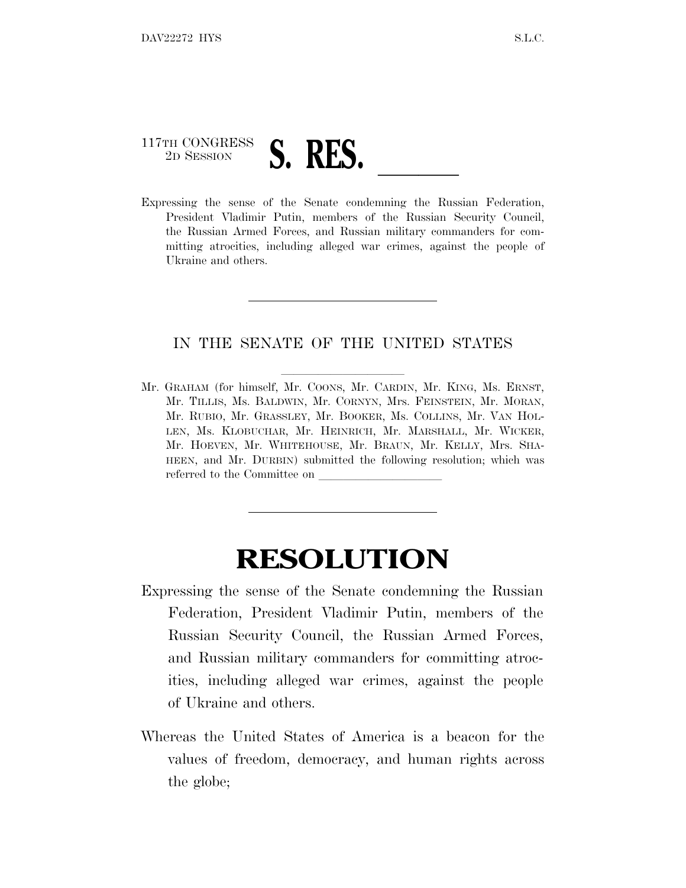117TH CONGRESS
2D SESSION

# S. RES. \_\_\_\_\_\_

Expressing the sense of the Senate condemning the Russian Federation, President Vladimir Putin, members of the Russian Security Council, the Russian Armed Forces, and Russian military commanders for committing atrocities, including alleged war crimes, against the people of Ukraine and others.

---

IN THE SENATE OF THE UNITED STATES

Mr. GRAHAM (for himself, Mr. COONS, Mr. CARDIN, Mr. KING, Ms. ERNST, Mr. TILLIS, Ms. BALDWIN, Mr. CORNYN, Mrs. FEINSTEIN, Mr. MORAN, Mr. RUBIO, Mr. GRASSLEY, Mr. BOOKER, Ms. COLLINS, Mr. VAN HOLLEN, Ms. KLOBUCHAR, Mr. HEINRICH, Mr. MARSHALL, Mr. WICKER, Mr. HOEVEN, Mr. WHITEHOUSE, Mr. BRAUN, Mr. KELLY, Mrs. SHAHEEN, and Mr. DURBIN) submitted the following resolution; which was referred to the Committee on \_\_\_\_\_\_\_\_\_\_\_\_\_\_\_\_\_\_\_\_

---

# RESOLUTION

Expressing the sense of the Senate condemning the Russian Federation, President Vladimir Putin, members of the Russian Security Council, the Russian Armed Forces, and Russian military commanders for committing atrocities, including alleged war crimes, against the people of Ukraine and others.

Whereas the United States of America is a beacon for the values of freedom, democracy, and human rights across the globe;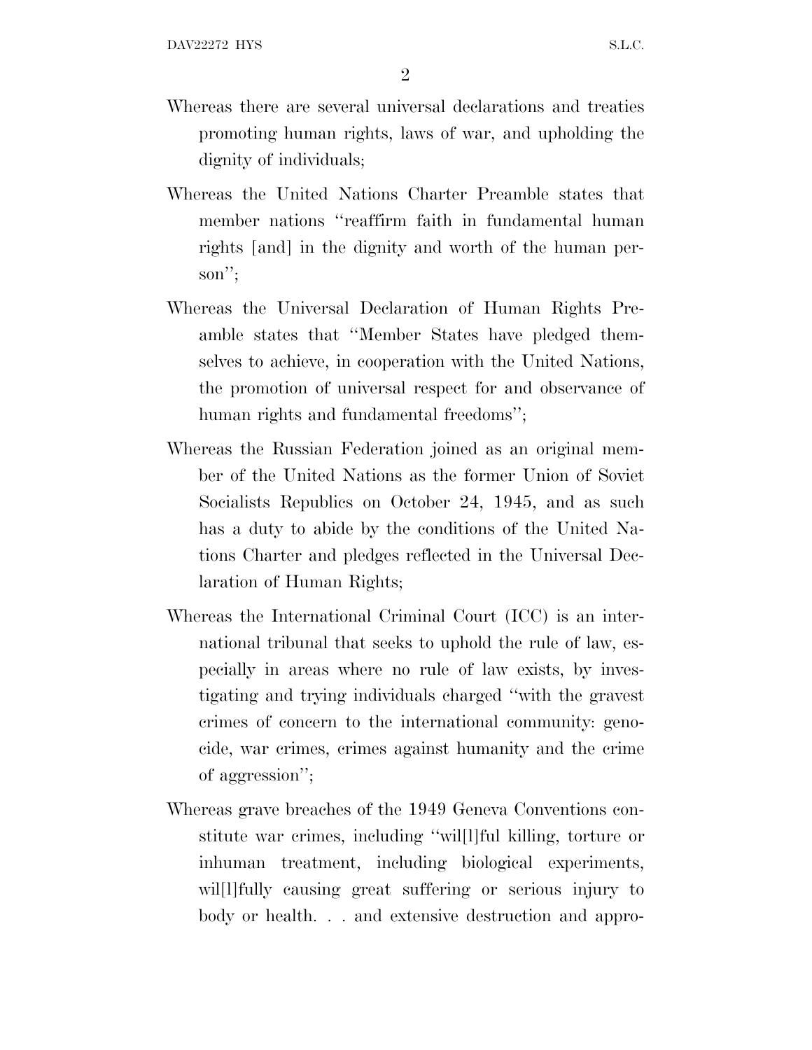Whereas there are several universal declarations and treaties promoting human rights, laws of war, and upholding the dignity of individuals;

Whereas the United Nations Charter Preamble states that member nations "reaffirm faith in fundamental human rights [and] in the dignity and worth of the human person";

Whereas the Universal Declaration of Human Rights Preamble states that "Member States have pledged themselves to achieve, in cooperation with the United Nations, the promotion of universal respect for and observance of human rights and fundamental freedoms";

Whereas the Russian Federation joined as an original member of the United Nations as the former Union of Soviet Socialists Republics on October 24, 1945, and as such has a duty to abide by the conditions of the United Nations Charter and pledges reflected in the Universal Declaration of Human Rights;

Whereas the International Criminal Court (ICC) is an international tribunal that seeks to uphold the rule of law, especially in areas where no rule of law exists, by investigating and trying individuals charged "with the gravest crimes of concern to the international community: genocide, war crimes, crimes against humanity and the crime of aggression";

Whereas grave breaches of the 1949 Geneva Conventions constitute war crimes, including "wil[l]ful killing, torture or inhuman treatment, including biological experiments, wil[l]fully causing great suffering or serious injury to body or health. . . and extensive destruction and appro-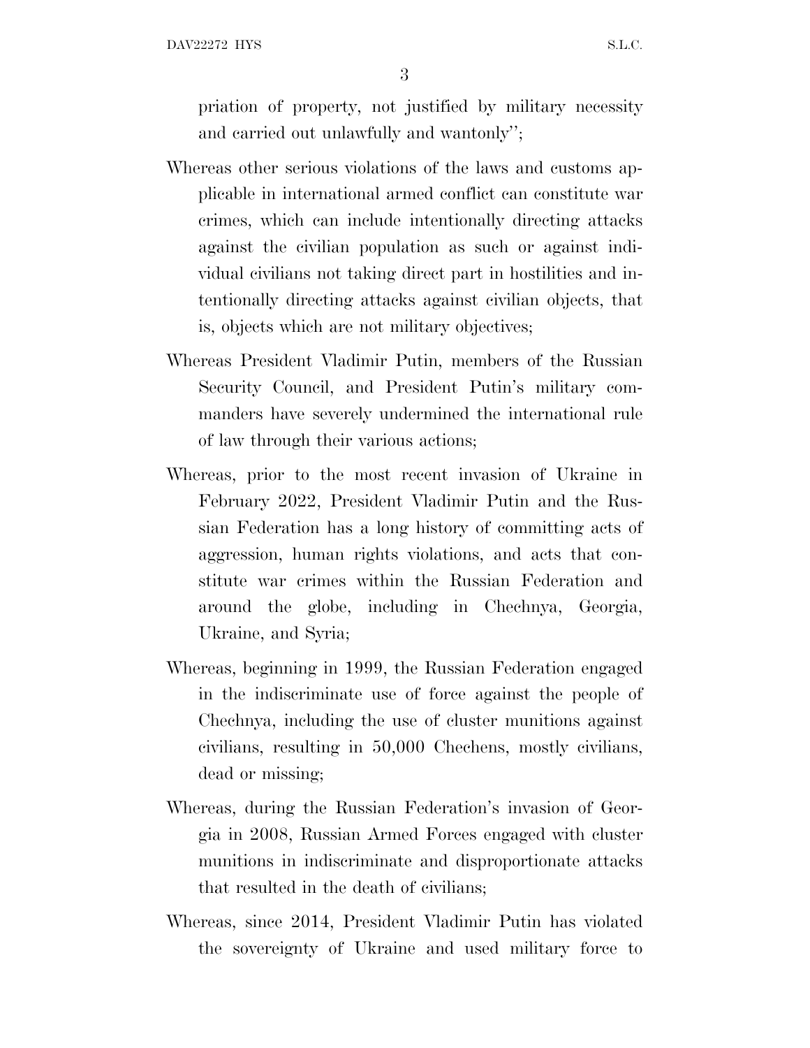priation of property, not justified by military necessity and carried out unlawfully and wantonly'';

Whereas other serious violations of the laws and customs applicable in international armed conflict can constitute war crimes, which can include intentionally directing attacks against the civilian population as such or against individual civilians not taking direct part in hostilities and intentionally directing attacks against civilian objects, that is, objects which are not military objectives;

Whereas President Vladimir Putin, members of the Russian Security Council, and President Putin's military commanders have severely undermined the international rule of law through their various actions;

Whereas, prior to the most recent invasion of Ukraine in February 2022, President Vladimir Putin and the Russian Federation has a long history of committing acts of aggression, human rights violations, and acts that constitute war crimes within the Russian Federation and around the globe, including in Chechnya, Georgia, Ukraine, and Syria;

Whereas, beginning in 1999, the Russian Federation engaged in the indiscriminate use of force against the people of Chechnya, including the use of cluster munitions against civilians, resulting in 50,000 Chechens, mostly civilians, dead or missing;

Whereas, during the Russian Federation's invasion of Georgia in 2008, Russian Armed Forces engaged with cluster munitions in indiscriminate and disproportionate attacks that resulted in the death of civilians;

Whereas, since 2014, President Vladimir Putin has violated the sovereignty of Ukraine and used military force to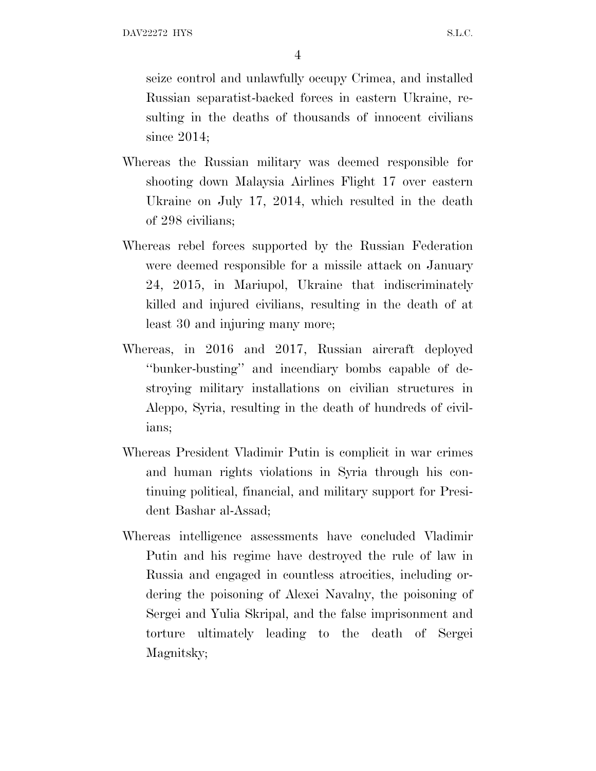seize control and unlawfully occupy Crimea, and installed Russian separatist-backed forces in eastern Ukraine, resulting in the deaths of thousands of innocent civilians since 2014;

Whereas the Russian military was deemed responsible for shooting down Malaysia Airlines Flight 17 over eastern Ukraine on July 17, 2014, which resulted in the death of 298 civilians;

Whereas rebel forces supported by the Russian Federation were deemed responsible for a missile attack on January 24, 2015, in Mariupol, Ukraine that indiscriminately killed and injured civilians, resulting in the death of at least 30 and injuring many more;

Whereas, in 2016 and 2017, Russian aircraft deployed ''bunker-busting'' and incendiary bombs capable of destroying military installations on civilian structures in Aleppo, Syria, resulting in the death of hundreds of civilians;

Whereas President Vladimir Putin is complicit in war crimes and human rights violations in Syria through his continuing political, financial, and military support for President Bashar al-Assad;

Whereas intelligence assessments have concluded Vladimir Putin and his regime have destroyed the rule of law in Russia and engaged in countless atrocities, including ordering the poisoning of Alexei Navalny, the poisoning of Sergei and Yulia Skripal, and the false imprisonment and torture ultimately leading to the death of Sergei Magnitsky;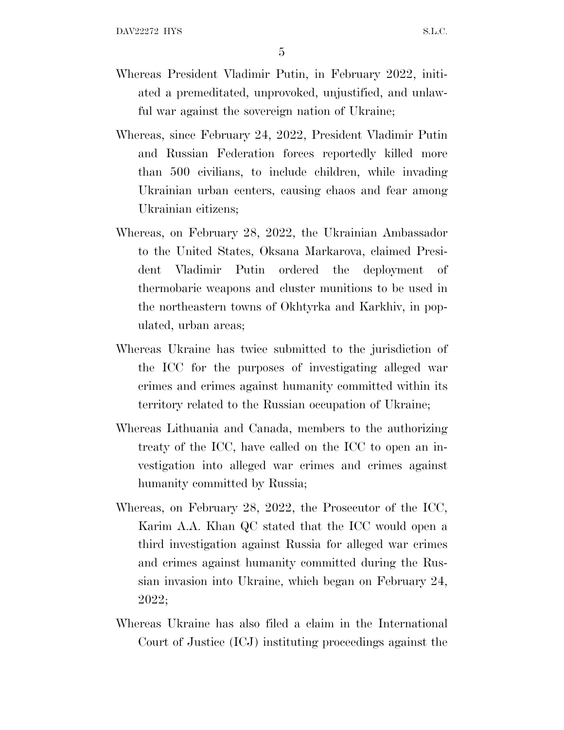Whereas President Vladimir Putin, in February 2022, initiated a premeditated, unprovoked, unjustified, and unlawful war against the sovereign nation of Ukraine;

Whereas, since February 24, 2022, President Vladimir Putin and Russian Federation forces reportedly killed more than 500 civilians, to include children, while invading Ukrainian urban centers, causing chaos and fear among Ukrainian citizens;

Whereas, on February 28, 2022, the Ukrainian Ambassador to the United States, Oksana Markarova, claimed President Vladimir Putin ordered the deployment of thermobaric weapons and cluster munitions to be used in the northeastern towns of Okhtyrka and Karkhiv, in populated, urban areas;

Whereas Ukraine has twice submitted to the jurisdiction of the ICC for the purposes of investigating alleged war crimes and crimes against humanity committed within its territory related to the Russian occupation of Ukraine;

Whereas Lithuania and Canada, members to the authorizing treaty of the ICC, have called on the ICC to open an investigation into alleged war crimes and crimes against humanity committed by Russia;

Whereas, on February 28, 2022, the Prosecutor of the ICC, Karim A.A. Khan QC stated that the ICC would open a third investigation against Russia for alleged war crimes and crimes against humanity committed during the Russian invasion into Ukraine, which began on February 24, 2022;

Whereas Ukraine has also filed a claim in the International Court of Justice (ICJ) instituting proceedings against the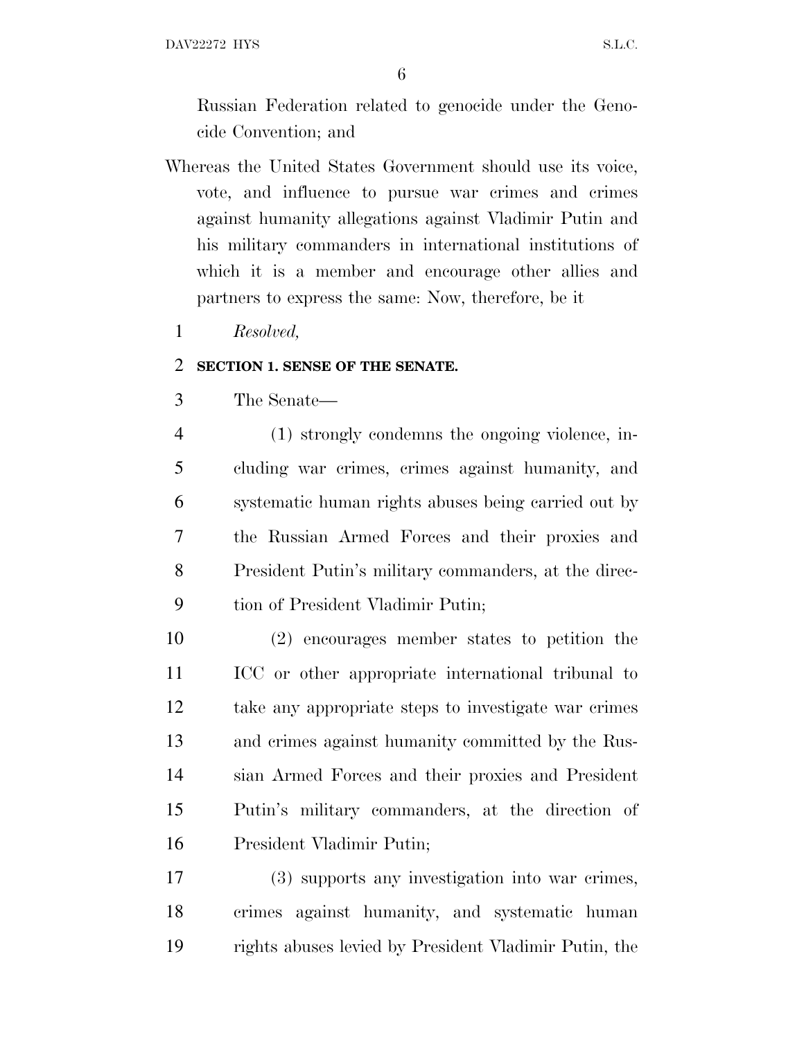Russian Federation related to genocide under the Genocide Convention; and

Whereas the United States Government should use its voice, vote, and influence to pursue war crimes and crimes against humanity allegations against Vladimir Putin and his military commanders in international institutions of which it is a member and encourage other allies and partners to express the same: Now, therefore, be it

*Resolved,*

**SECTION 1. SENSE OF THE SENATE.**

The Senate—

(1) strongly condemns the ongoing violence, including war crimes, crimes against humanity, and systematic human rights abuses being carried out by the Russian Armed Forces and their proxies and President Putin's military commanders, at the direction of President Vladimir Putin;

(2) encourages member states to petition the ICC or other appropriate international tribunal to take any appropriate steps to investigate war crimes and crimes against humanity committed by the Russian Armed Forces and their proxies and President Putin's military commanders, at the direction of President Vladimir Putin;

(3) supports any investigation into war crimes, crimes against humanity, and systematic human rights abuses levied by President Vladimir Putin, the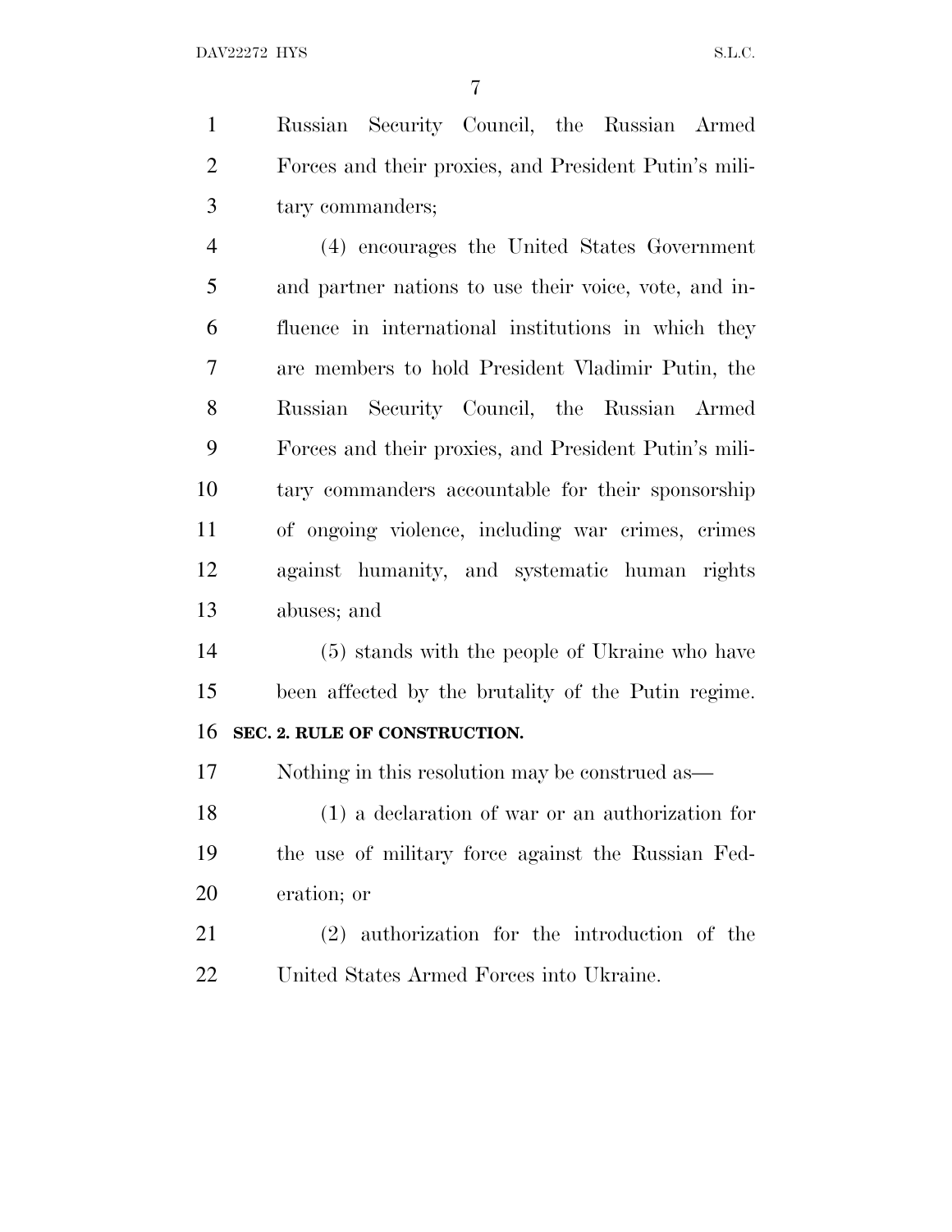Russian Security Council, the Russian Armed Forces and their proxies, and President Putin's military commanders;

(4) encourages the United States Government and partner nations to use their voice, vote, and influence in international institutions in which they are members to hold President Vladimir Putin, the Russian Security Council, the Russian Armed Forces and their proxies, and President Putin's military commanders accountable for their sponsorship of ongoing violence, including war crimes, crimes against humanity, and systematic human rights abuses; and

(5) stands with the people of Ukraine who have been affected by the brutality of the Putin regime.

**SEC. 2. RULE OF CONSTRUCTION.**

Nothing in this resolution may be construed as—

(1) a declaration of war or an authorization for the use of military force against the Russian Federation; or

(2) authorization for the introduction of the United States Armed Forces into Ukraine.